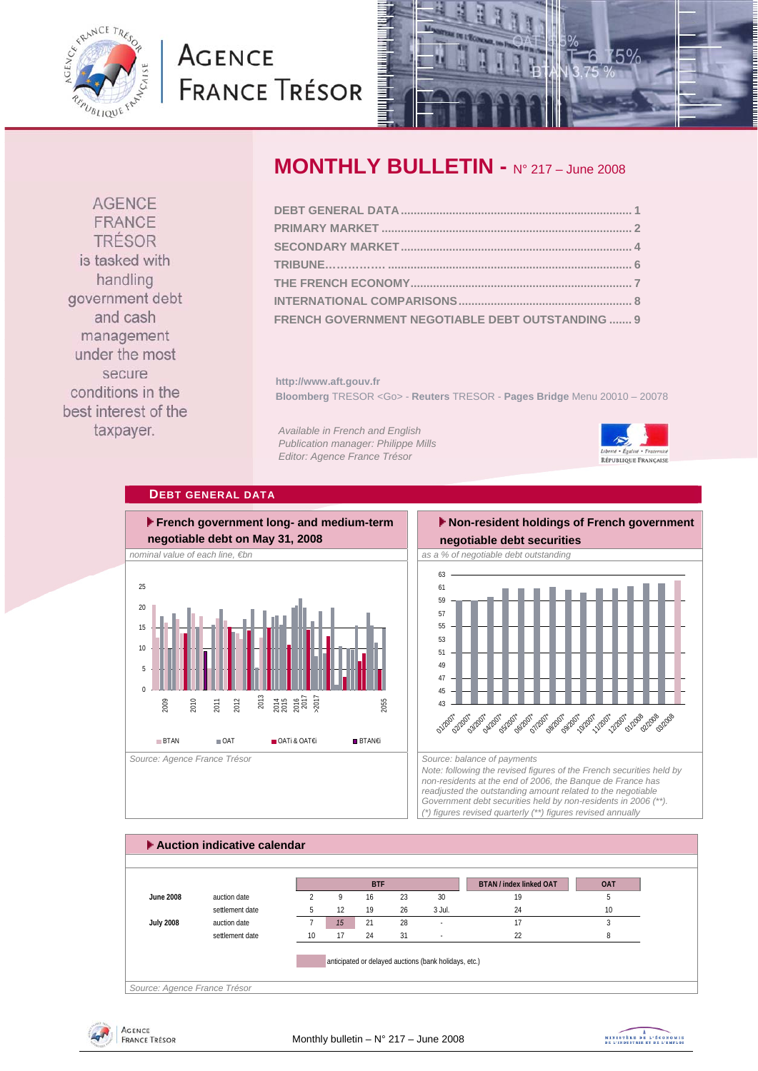# AGENCE FRANCE TRÉSOR

## MONTHLY BULLETIN - N° 217 – June 2008

DEBT GENERAL DATA ........................................................................ 1
PRIMARY MARKET .............................................................................. 2
SECONDARY MARKET ........................................................................ 4
TRIBUNE…………….. ........................................................................... 6
THE FRENCH ECONOMY..................................................................... 7
INTERNATIONAL COMPARISONS...................................................... 8
FRENCH GOVERNMENT NEGOTIABLE DEBT OUTSTANDING ....... 9

AGENCE FRANCE TRÉSOR is tasked with handling government debt and cash management under the most secure conditions in the best interest of the taxpayer.

**http://www.aft.gouv.fr**
**Bloomberg** TRESOR <Go> - **Reuters** TRESOR - **Pages Bridge** Menu 20010 – 20078

*Available in French and English*
*Publication manager: Philippe Mills*
*Editor: Agence France Trésor*

## DEBT GENERAL DATA

### French government long- and medium-term negotiable debt on May 31, 2008

*nominal value of each line, €bn*

Legend: BTAN, OAT, OATi & OAT€i, BTAN€i

*Source: Agence France Trésor*

### Non-resident holdings of French government negotiable debt securities

*as a % of negotiable debt outstanding*

*Source: balance of payments*
*Note: following the revised figures of the French securities held by non-residents at the end of 2006, the Banque de France has readjusted the outstanding amount related to the negotiable Government debt securities held by non-residents in 2006 (\*\*).*
*(\*) figures revised quarterly (\*\*) figures revised annually*

### Auction indicative calendar

| | | BTF | | | | | BTAN / index linked OAT | OAT |
|---|---|---|---|---|---|---|---|---|
| **June 2008** | auction date | 2 | 9 | 16 | 23 | 30 | 19 | 5 |
| | settlement date | 5 | 12 | 19 | 26 | 3 Jul. | 24 | 10 |
| **July 2008** | auction date | 7 | *15* | 21 | 28 | - | 17 | 3 |
| | settlement date | 10 | 17 | 24 | 31 | - | 22 | 8 |

Highlighted: anticipated or delayed auctions (bank holidays, etc.)

*Source: Agence France Trésor*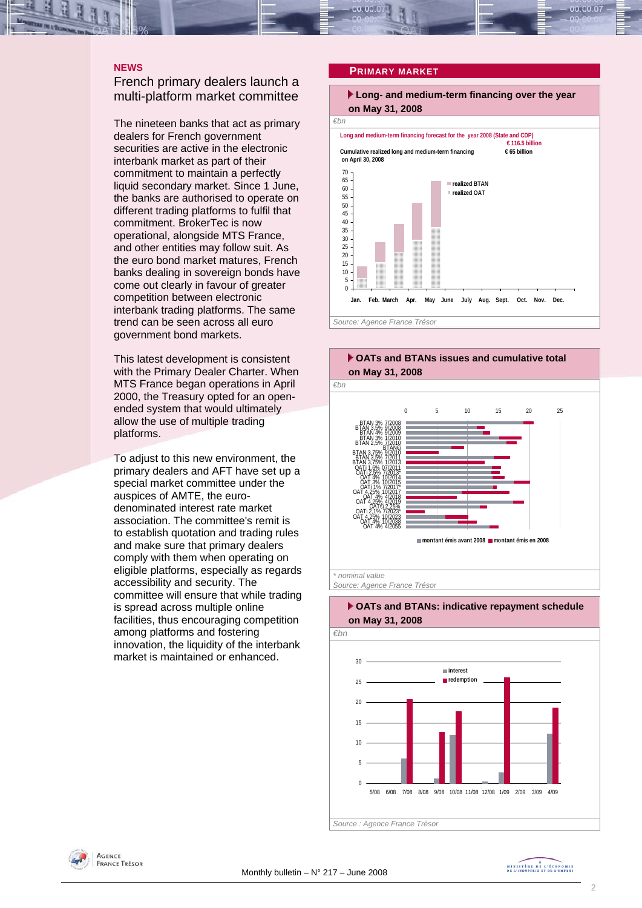## NEWS

### French primary dealers launch a multi-platform market committee

The nineteen banks that act as primary dealers for French government securities are active in the electronic interbank market as part of their commitment to maintain a perfectly liquid secondary market. Since 1 June, the banks are authorised to operate on different trading platforms to fulfil that commitment. BrokerTec is now operational, alongside MTS France, and other entities may follow suit. As the euro bond market matures, French banks dealing in sovereign bonds have come out clearly in favour of greater competition between electronic interbank trading platforms. The same trend can be seen across all euro government bond markets.

This latest development is consistent with the Primary Dealer Charter. When MTS France began operations in April 2000, the Treasury opted for an open-ended system that would ultimately allow the use of multiple trading platforms.

To adjust to this new environment, the primary dealers and AFT have set up a special market committee under the auspices of AMTE, the euro-denominated interest rate market association. The committee's remit is to establish quotation and trading rules and make sure that primary dealers comply with them when operating on eligible platforms, especially as regards accessibility and security. The committee will ensure that while trading is spread across multiple online facilities, thus encouraging competition among platforms and fostering innovation, the liquidity of the interbank market is maintained or enhanced.

## PRIMARY MARKET

### Long- and medium-term financing over the year on May 31, 2008

*€bn*

Long and medium-term financing forecast for the year 2008 (State and CDP) € 116.5 billion

Cumulative realized long and medium-term financing on April 30, 2008 € 65 billion

*Source: Agence France Trésor*

### OATs and BTANs issues and cumulative total on May 31, 2008

*€bn*

*\* nominal value*

*Source: Agence France Trésor*

### OATs and BTANs: indicative repayment schedule on May 31, 2008

*€bn*

*Source : Agence France Trésor*

Monthly bulletin – N° 217 – June 2008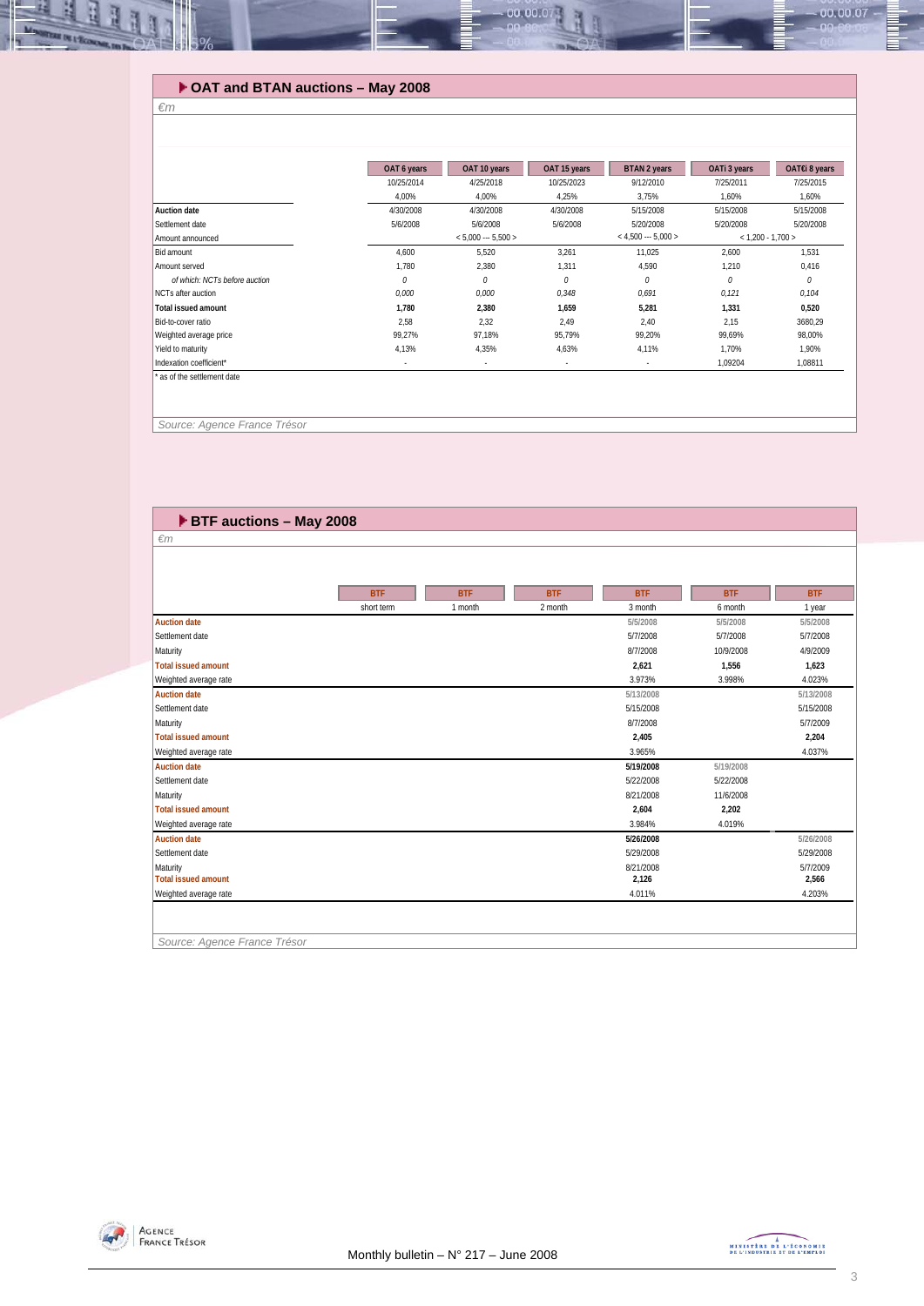## OAT and BTAN auctions – May 2008

*€m*

| | OAT 6 years | OAT 10 years | OAT 15 years | BTAN 2 years | OATi 3 years | OAT€i 8 years |
|---|---|---|---|---|---|---|
| | 10/25/2014 | 4/25/2018 | 10/25/2023 | 9/12/2010 | 7/25/2011 | 7/25/2015 |
| | 4,00% | 4,00% | 4,25% | 3,75% | 1,60% | 1,60% |
| **Auction date** | 4/30/2008 | 4/30/2008 | 4/30/2008 | 5/15/2008 | 5/15/2008 | 5/15/2008 |
| Settlement date | 5/6/2008 | 5/6/2008 | 5/6/2008 | 5/20/2008 | 5/20/2008 | 5/20/2008 |
| Amount announced | | < 5,000 --- 5,500 > | | < 4,500 --- 5,000 > | < 1,200 - 1,700 > | |
| Bid amount | 4,600 | 5,520 | 3,261 | 11,025 | 2,600 | 1,531 |
| Amount served | 1,780 | 2,380 | 1,311 | 4,590 | 1,210 | 0,416 |
| *of which: NCTs before auction* | *0* | *0* | *0* | *0* | *0* | *0* |
| NCTs after auction | *0,000* | *0,000* | *0,348* | *0,691* | *0,121* | *0,104* |
| **Total issued amount** | **1,780** | **2,380** | **1,659** | **5,281** | **1,331** | **0,520** |
| Bid-to-cover ratio | 2,58 | 2,32 | 2,49 | 2,40 | 2,15 | 3680,29 |
| Weighted average price | 99,27% | 97,18% | 95,79% | 99,20% | 99,69% | 98,00% |
| Yield to maturity | 4,13% | 4,35% | 4,63% | 4,11% | 1,70% | 1,90% |
| Indexation coefficient* | - | - | - | - | 1,09204 | 1,08811 |

\* as of the settlement date

*Source: Agence France Trésor*

## BTF auctions – May 2008

*€m*

| | BTF short term | BTF 1 month | BTF 2 month | BTF 3 month | BTF 6 month | BTF 1 year |
|---|---|---|---|---|---|---|
| **Auction date** | | | | 5/5/2008 | 5/5/2008 | 5/5/2008 |
| Settlement date | | | | 5/7/2008 | 5/7/2008 | 5/7/2008 |
| Maturity | | | | 8/7/2008 | 10/9/2008 | 4/9/2009 |
| **Total issued amount** | | | | **2,621** | **1,556** | **1,623** |
| Weighted average rate | | | | 3.973% | 3.998% | 4.023% |
| **Auction date** | | | | 5/13/2008 | | 5/13/2008 |
| Settlement date | | | | 5/15/2008 | | 5/15/2008 |
| Maturity | | | | 8/7/2008 | | 5/7/2009 |
| **Total issued amount** | | | | **2,405** | | **2,204** |
| Weighted average rate | | | | 3.965% | | 4.037% |
| **Auction date** | | | | 5/19/2008 | 5/19/2008 | |
| Settlement date | | | | 5/22/2008 | 5/22/2008 | |
| Maturity | | | | 8/21/2008 | 11/6/2008 | |
| **Total issued amount** | | | | **2,604** | **2,202** | |
| Weighted average rate | | | | 3.984% | 4.019% | |
| **Auction date** | | | | 5/26/2008 | | 5/26/2008 |
| Settlement date | | | | 5/29/2008 | | 5/29/2008 |
| Maturity | | | | 8/21/2008 | | 5/7/2009 |
| **Total issued amount** | | | | **2,126** | | **2,566** |
| Weighted average rate | | | | 4.011% | | 4.203% |

*Source: Agence France Trésor*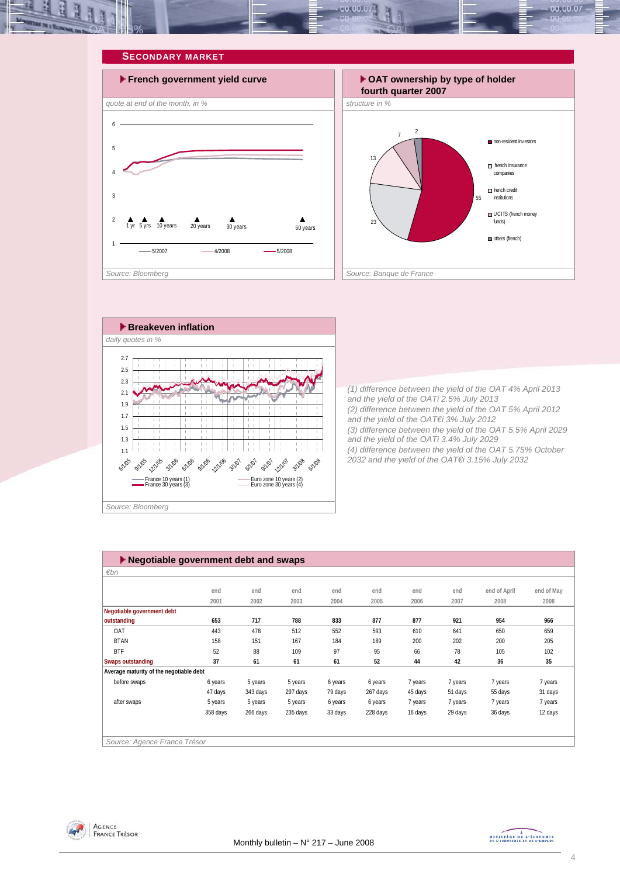## SECONDARY MARKET

### French government yield curve

*quote at end of the month, in %*

1 yr, 5 yrs, 10 years, 20 years, 30 years, 50 years

5/2007 — 4/2008 — 5/2008

Source: Bloomberg

### OAT ownership by type of holder fourth quarter 2007

*structure in %*

- non-resident investors: 55
- french insurance companies: 23
- french credit institutions: 13
- UCITS (french money funds): 7
- others (french): 2

Source: Banque de France

### Breakeven inflation

*daily quotes in %*

France 10 years (1) — France 30 years (3) — Euro zone 10 years (2) — Euro zone 30 years (4)

Source: Bloomberg

(1) difference between the yield of the OAT 4% April 2013 and the yield of the OATi 2.5% July 2013
(2) difference between the yield of the OAT 5% April 2012 and the yield of the OAT€i 3% July 2012
(3) difference between the yield of the OAT 5.5% April 2029 and the yield of the OATi 3.4% July 2029
(4) difference between the yield of the OAT 5.75% October 2032 and the yield of the OAT€i 3.15% July 2032

### Negotiable government debt and swaps

*€bn*

| | end 2001 | end 2002 | end 2003 | end 2004 | end 2005 | end 2006 | end 2007 | end of April 2008 | end of May 2008 |
|---|---|---|---|---|---|---|---|---|---|
| **Negotiable government debt outstanding** | **653** | **717** | **788** | **833** | **877** | **877** | **921** | **954** | **966** |
| OAT | 443 | 478 | 512 | 552 | 593 | 610 | 641 | 650 | 659 |
| BTAN | 158 | 151 | 167 | 184 | 189 | 200 | 202 | 200 | 205 |
| BTF | 52 | 88 | 109 | 97 | 95 | 66 | 78 | 105 | 102 |
| **Swaps outstanding** | **37** | **61** | **61** | **61** | **52** | **44** | **42** | **36** | **35** |
| **Average maturity of the negotiable debt** | | | | | | | | | |
| before swaps | 6 years | 5 years | 5 years | 6 years | 6 years | 7 years | 7 years | 7 years | 7 years |
| | 47 days | 343 days | 297 days | 79 days | 267 days | 45 days | 51 days | 55 days | 31 days |
| after swaps | 5 years | 5 years | 5 years | 6 years | 6 years | 7 years | 7 years | 7 years | 7 years |
| | 358 days | 266 days | 235 days | 33 days | 228 days | 16 days | 29 days | 36 days | 12 days |

Source: Agence France Trésor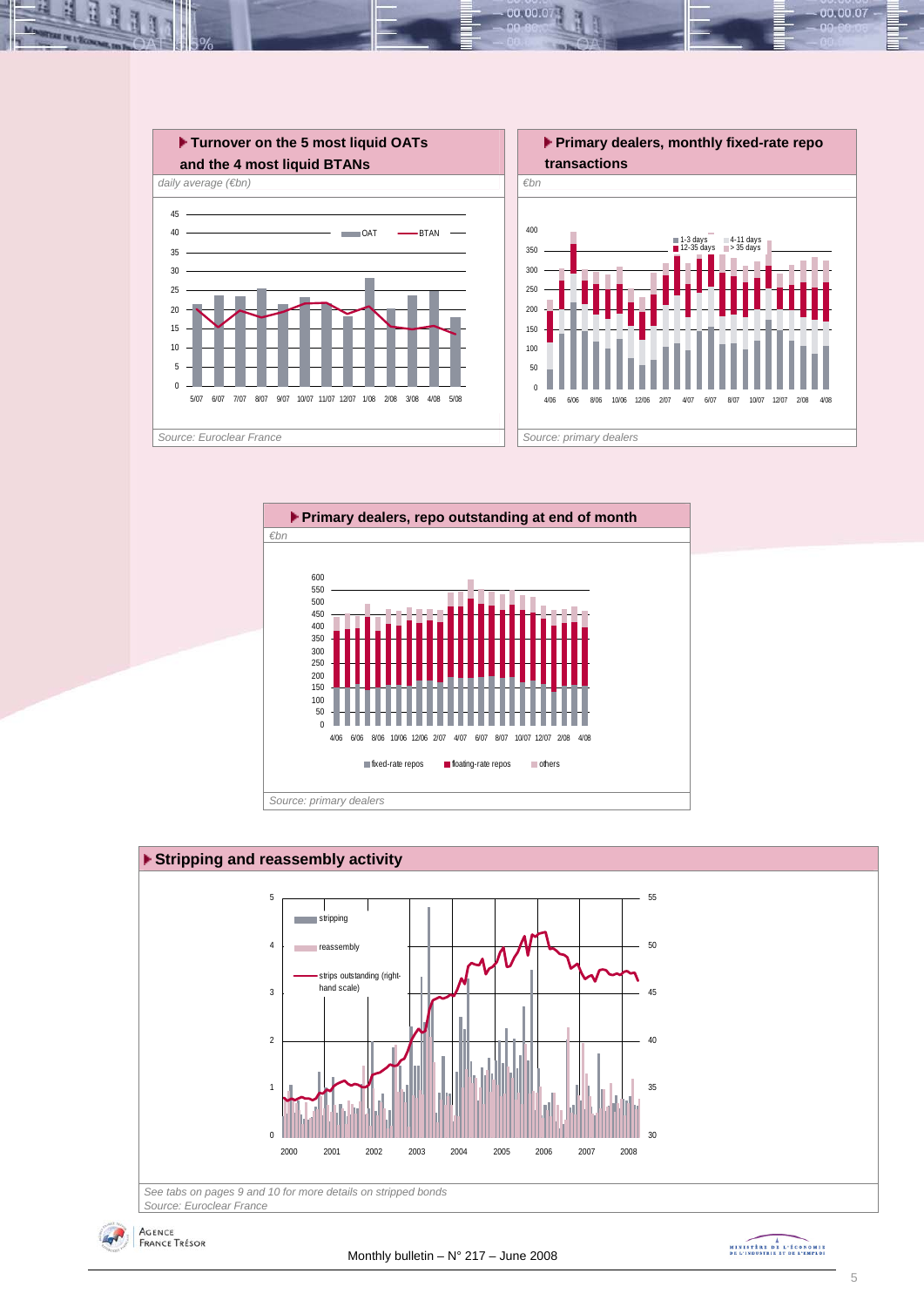### Turnover on the 5 most liquid OATs and the 4 most liquid BTANs

*daily average (€bn)*

*Source: Euroclear France*

### Primary dealers, monthly fixed-rate repo transactions

*€bn*

*Source: primary dealers*

### Primary dealers, repo outstanding at end of month

*€bn*

*Source: primary dealers*

### Stripping and reassembly activity

*See tabs on pages 9 and 10 for more details on stripped bonds*

*Source: Euroclear France*

Monthly bulletin – N° 217 – June 2008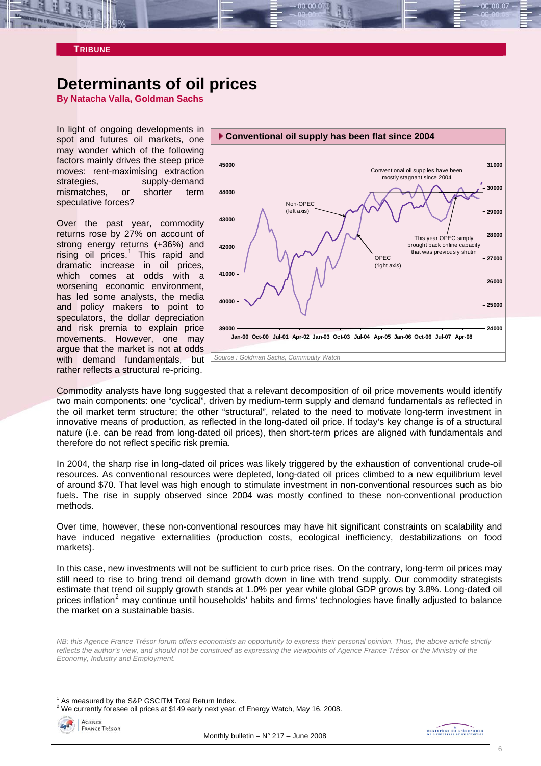TRIBUNE

# Determinants of oil prices

**By Natacha Valla, Goldman Sachs**

In light of ongoing developments in spot and futures oil markets, one may wonder which of the following factors mainly drives the steep price moves: rent-maximising extraction strategies, supply-demand mismatches, or shorter term speculative forces?

Over the past year, commodity returns rose by 27% on account of strong energy returns (+36%) and rising oil prices.[1] This rapid and dramatic increase in oil prices, which comes at odds with a worsening economic environment, has led some analysts, the media and policy makers to point to speculators, the dollar depreciation and risk premia to explain price movements. However, one may argue that the market is not at odds with demand fundamentals, but rather reflects a structural re-pricing.

**Conventional oil supply has been flat since 2004**

*Source : Goldman Sachs, Commodity Watch*

Commodity analysts have long suggested that a relevant decomposition of oil price movements would identify two main components: one "cyclical", driven by medium-term supply and demand fundamentals as reflected in the oil market term structure; the other "structural", related to the need to motivate long-term investment in innovative means of production, as reflected in the long-dated oil price. If today's key change is of a structural nature (i.e. can be read from long-dated oil prices), then short-term prices are aligned with fundamentals and therefore do not reflect specific risk premia.

In 2004, the sharp rise in long-dated oil prices was likely triggered by the exhaustion of conventional crude-oil resources. As conventional resources were depleted, long-dated oil prices climbed to a new equilibrium level of around $70. That level was high enough to stimulate investment in non-conventional resources such as bio fuels. The rise in supply observed since 2004 was mostly confined to these non-conventional production methods.

Over time, however, these non-conventional resources may have hit significant constraints on scalability and have induced negative externalities (production costs, ecological inefficiency, destabilizations on food markets).

In this case, new investments will not be sufficient to curb price rises. On the contrary, long-term oil prices may still need to rise to bring trend oil demand growth down in line with trend supply. Our commodity strategists estimate that trend oil supply growth stands at 1.0% per year while global GDP grows by 3.8%. Long-dated oil prices inflation[2] may continue until households' habits and firms' technologies have finally adjusted to balance the market on a sustainable basis.

*NB: this Agence France Trésor forum offers economists an opportunity to express their personal opinion. Thus, the above article strictly reflects the author's view, and should not be construed as expressing the viewpoints of Agence France Trésor or the Ministry of the Economy, Industry and Employment.*

[1] As measured by the S&P GSCITM Total Return Index.

[2] We currently foresee oil prices at $149 early next year, cf Energy Watch, May 16, 2008.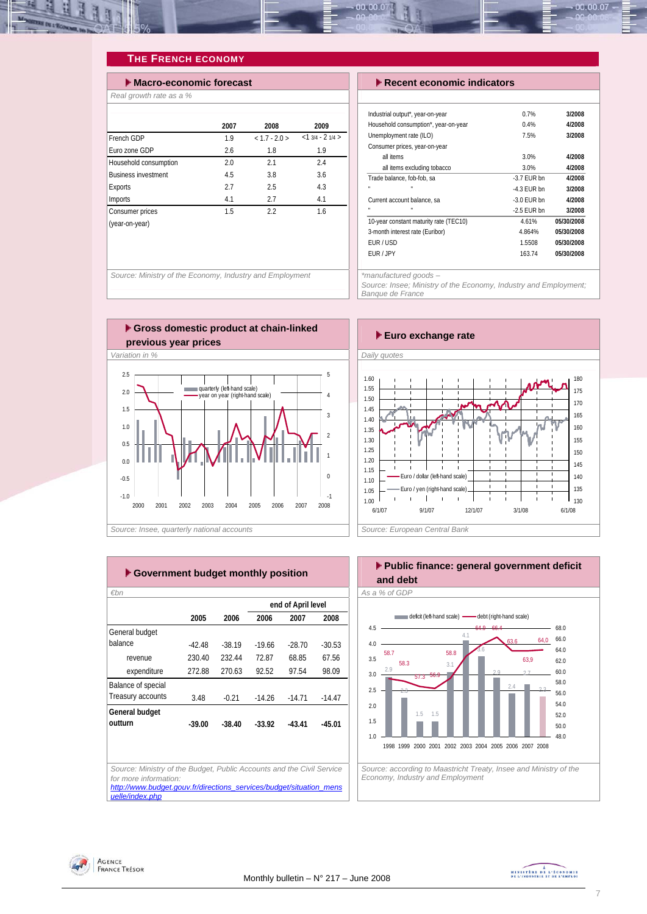## THE FRENCH ECONOMY

### Macro-economic forecast

*Real growth rate as a %*

| | 2007 | 2008 | 2009 |
|---|---|---|---|
| French GDP | 1.9 | < 1.7 - 2.0 > | <1 3/4 - 2 1/4 > |
| Euro zone GDP | 2.6 | 1.8 | 1.9 |
| Household consumption | 2.0 | 2.1 | 2.4 |
| Business investment | 4.5 | 3.8 | 3.6 |
| Exports | 2.7 | 2.5 | 4.3 |
| Imports | 4.1 | 2.7 | 4.1 |
| Consumer prices (year-on-year) | 1.5 | 2.2 | 1.6 |

*Source: Ministry of the Economy, Industry and Employment*

### Recent economic indicators

| | | |
|---|---|---|
| Industrial output*, year-on-year | 0.7% | 3/2008 |
| Household consumption*, year-on-year | 0.4% | 4/2008 |
| Unemployment rate (ILO) | 7.5% | 3/2008 |
| Consumer prices, year-on-year | | |
| all items | 3.0% | 4/2008 |
| all items excluding tobacco | 3.0% | 4/2008 |
| Trade balance, fob-fob, sa | -3.7 EUR bn | 4/2008 |
| " | -4.3 EUR bn | 3/2008 |
| Current account balance, sa | -3.0 EUR bn | 4/2008 |
| " | -2.5 EUR bn | 3/2008 |
| 10-year constant maturity rate (TEC10) | 4.61% | 05/30/2008 |
| 3-month interest rate (Euribor) | 4.864% | 05/30/2008 |
| EUR / USD | 1.5508 | 05/30/2008 |
| EUR / JPY | 163.74 | 05/30/2008 |

*\*manufactured goods –*
*Source: Insee; Ministry of the Economy, Industry and Employment; Banque de France*

### Gross domestic product at chain-linked previous year prices

*Variation in %*

*Source: Insee, quarterly national accounts*

### Euro exchange rate

*Daily quotes*

*Source: European Central Bank*

### Government budget monthly position

*€bn*

| | 2005 | 2006 | end of April level 2006 | 2007 | 2008 |
|---|---|---|---|---|---|
| General budget balance | -42.48 | -38.19 | -19.66 | -28.70 | -30.53 |
| revenue | 230.40 | 232.44 | 72.87 | 68.85 | 67.56 |
| expenditure | 272.88 | 270.63 | 92.52 | 97.54 | 98.09 |
| Balance of special Treasury accounts | 3.48 | -0.21 | -14.26 | -14.71 | -14.47 |
| **General budget outturn** | **-39.00** | **-38.40** | **-33.92** | **-43.41** | **-45.01** |

*Source: Ministry of the Budget, Public Accounts and the Civil Service*
*for more information:*
*http://www.budget.gouv.fr/directions_services/budget/situation_mensuelle/index.php*

### Public finance: general government deficit and debt

*As a % of GDP*

*Source: according to Maastricht Treaty, Insee and Ministry of the Economy, Industry and Employment*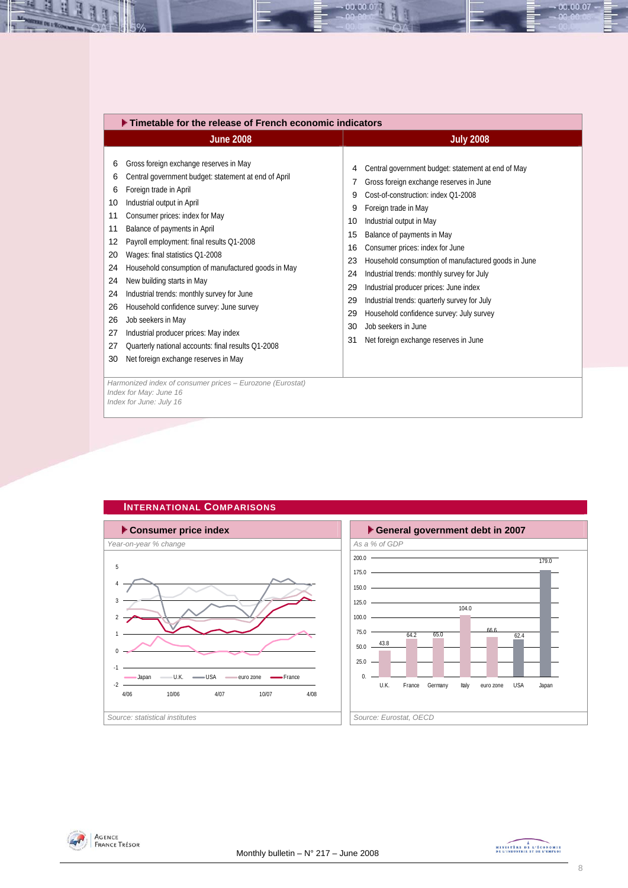## Timetable for the release of French economic indicators

| June 2008 | July 2008 |
|---|---|
| 6 Gross foreign exchange reserves in May | 4 Central government budget: statement at end of May |
| 6 Central government budget: statement at end of April | 7 Gross foreign exchange reserves in June |
| 6 Foreign trade in April | 9 Cost-of-construction: index Q1-2008 |
| 10 Industrial output in April | 9 Foreign trade in May |
| 11 Consumer prices: index for May | 10 Industrial output in May |
| 11 Balance of payments in April | 15 Balance of payments in May |
| 12 Payroll employment: final results Q1-2008 | 16 Consumer prices: index for June |
| 20 Wages: final statistics Q1-2008 | 23 Household consumption of manufactured goods in June |
| 24 Household consumption of manufactured goods in May | 24 Industrial trends: monthly survey for July |
| 24 New building starts in May | 29 Industrial producer prices: June index |
| 24 Industrial trends: monthly survey for June | 29 Industrial trends: quarterly survey for July |
| 26 Household confidence survey: June survey | 29 Household confidence survey: July survey |
| 26 Job seekers in May | 30 Job seekers in June |
| 27 Industrial producer prices: May index | 31 Net foreign exchange reserves in June |
| 27 Quarterly national accounts: final results Q1-2008 | |
| 30 Net foreign exchange reserves in May | |

*Harmonized index of consumer prices – Eurozone (Eurostat)*
*Index for May: June 16*
*Index for June: July 16*

## International Comparisons

### Consumer price index

*Year-on-year % change*

*Source: statistical institutes*

### General government debt in 2007

*As a % of GDP*

| U.K. | France | Germany | Italy | euro zone | USA | Japan |
|---|---|---|---|---|---|---|
| 43.8 | 64.2 | 65.0 | 104.0 | 66.6 | 62.4 | 179.0 |

*Source: Eurostat, OECD*

Monthly bulletin – N° 217 – June 2008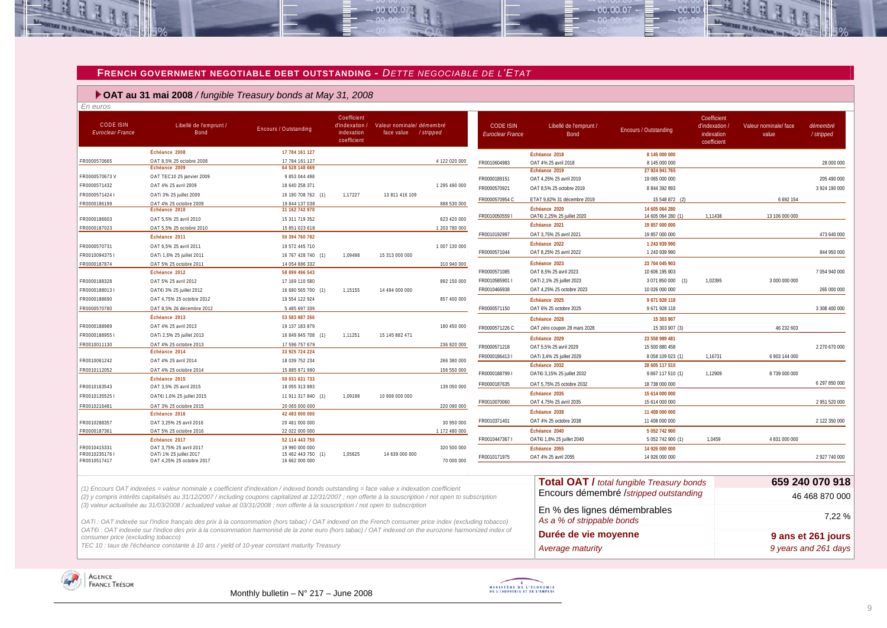## FRENCH GOVERNMENT NEGOTIABLE DEBT OUTSTANDING - *DETTE NEGOCIABLE DE L'ETAT*

### ▶ OAT au 31 mai 2008 */ fungible Treasury bonds at May 31, 2008*

*En euros*

| CODE ISIN *Euroclear France* | Libellé de l'emprunt / Bond | Encours / Outstanding | Coefficient d'indexation / indexation coefficient | Valeur nominale/ face value | démembré / stripped |
|---|---|---|---|---|---|
| | **Échéance 2008** | **17 784 161 127** | | | |
| FR0000570665 | OAT 8,5% 25 octobre 2008 | 17 784 161 127 | | | 4 122 020 000 |
| | **Échéance 2009** | **64 528 148 669** | | | |
| FR0000570673 V | OAT TEC10 25 janvier 2009 | 9 853 044 498 | | | |
| FR0000571432 | OAT 4% 25 avril 2009 | 18 640 258 371 | | | 1 295 490 000 |
| FR0000571424 I | OATi 3% 25 juillet 2009 | 16 190 708 762 (1) | 1,17227 | 13 811 416 109 | |
| FR0000186199 | OAT 4% 25 octobre 2009 | 19 844 137 038 | | | 688 530 000 |
| | **Échéance 2010** | **31 162 742 970** | | | |
| FR0000186603 | OAT 5,5% 25 avril 2010 | 15 311 719 352 | | | 623 420 000 |
| FR0000187023 | OAT 5,5% 25 octobre 2010 | 15 851 023 618 | | | 1 203 780 000 |
| | **Échéance 2011** | **50 394 760 782** | | | |
| FR0000570731 | OAT 6,5% 25 avril 2011 | 19 572 445 710 | | | 1 007 130 000 |
| FR0010094375 I | OATi 1,6% 25 juillet 2011 | 16 767 428 740 (1) | 1,09498 | 15 313 000 000 | |
| FR0000187874 | OAT 5% 25 octobre 2011 | 14 054 886 332 | | | 310 940 000 |
| | **Échéance 2012** | **58 899 496 543** | | | |
| FR0000188328 | OAT 5% 25 avril 2012 | 17 169 110 580 | | | 892 150 000 |
| FR0000188013 I | OAT€i 3% 25 juillet 2012 | 16 690 565 700 (1) | 1,15155 | 14 494 000 000 | |
| FR0000188690 | OAT 4,75% 25 octobre 2012 | 19 554 122 924 | | | 857 400 000 |
| FR0000570780 | OAT 8,5% 26 décembre 2012 | 5 485 697 339 | | | |
| | **Échéance 2013** | **53 583 887 266** | | | |
| FR0000188989 | OAT 4% 25 avril 2013 | 19 137 183 879 | | | 180 450 000 |
| FR0000188955 I | OATi 2,5% 25 juillet 2013 | 16 849 945 708 (1) | 1,11251 | 15 145 882 471 | |
| FR0010011130 | OAT 4% 25 octobre 2013 | 17 596 757 679 | | | 236 820 000 |
| | **Échéance 2014** | **33 925 724 224** | | | |
| FR0010061242 | OAT 4% 25 avril 2014 | 18 039 752 234 | | | 266 380 000 |
| FR0010112052 | OAT 4% 25 octobre 2014 | 15 885 971 990 | | | 156 550 000 |
| | **Échéance 2015** | **50 031 631 733** | | | |
| FR0010163543 | OAT 3,5% 25 avril 2015 | 18 055 313 893 | | | 139 050 000 |
| FR0010135525 I | OAT€i 1,6% 25 juillet 2015 | 11 911 317 840 (1) | 1,09198 | 10 908 000 000 | |
| FR0010216481 | OAT 3% 25 octobre 2015 | 20 065 000 000 | | | 220 090 000 |
| | **Échéance 2016** | **42 483 000 000** | | | |
| FR0010288357 | OAT 3,25% 25 avril 2016 | 20 461 000 000 | | | 30 950 000 |
| FR0000187361 | OAT 5% 25 octobre 2016 | 22 022 000 000 | | | 1 172 480 000 |
| | **Échéance 2017** | **52 114 443 750** | | | |
| FR0010415331 | OAT 3,75% 25 avril 2017 | 19 990 000 000 | | | 320 500 000 |
| FR0010235176 I | OATi 1% 25 juillet 2017 | 15 462 443 750 (1) | 1,05625 | 14 639 000 000 | |
| FR0010517417 | OAT 4,25% 25 octobre 2017 | 16 662 000 000 | | | 70 000 000 |
| | **Échéance 2018** | **8 145 000 000** | | | |
| FR0010604983 | OAT 4% 25 avril 2018 | 8 145 000 000 | | | 28 000 000 |
| | **Échéance 2019** | **27 924 941 765** | | | |
| FR0000189151 | OAT 4,25% 25 avril 2019 | 19 065 000 000 | | | 205 490 000 |
| FR0000570921 | OAT 8,5% 25 octobre 2019 | 8 844 392 893 | | | 3 924 190 000 |
| FR0000570954 C | ETAT 9,82% 31 décembre 2019 | 15 548 872 (2) | | 6 692 154 | |
| | **Échéance 2020** | **14 605 064 280** | | | |
| FR0010050559 I | OAT€i 2,25% 25 juillet 2020 | 14 605 064 280 (1) | 1,11438 | 13 106 000 000 | |
| | **Échéance 2021** | **19 857 000 000** | | | |
| FR0010192997 | OAT 3,75% 25 avril 2021 | 19 857 000 000 | | | 473 640 000 |
| | **Échéance 2022** | **1 243 939 990** | | | |
| FR0000571044 | OAT 8,25% 25 avril 2022 | 1 243 939 990 | | | 844 950 000 |
| | **Échéance 2023** | **23 704 045 903** | | | |
| FR0000571085 | OAT 8,5% 25 avril 2023 | 10 606 195 903 | | | 7 054 940 000 |
| FR0010585901 I | OATi 2,1% 25 juillet 2023 | 3 071 850 000 (1) | 1,02395 | 3 000 000 000 | |
| FR0010466938 | OAT 4,25% 25 octobre 2023 | 10 026 000 000 | | | 265 000 000 |
| | **Échéance 2025** | **9 671 928 118** | | | |
| FR0000571150 | OAT 6% 25 octobre 2025 | 9 671 928 118 | | | 3 308 400 000 |
| | **Échéance 2028** | **15 303 907** | | | |
| FR0000571226 C | OAT zéro coupon 28 mars 2028 | 15 303 907 (3) | | 46 232 603 | |
| | **Échéance 2029** | **23 558 989 481** | | | |
| FR0000571218 | OAT 5,5% 25 avril 2029 | 15 500 880 458 | | | 2 270 670 000 |
| FR0000186413 I | OATi 3,4% 25 juillet 2029 | 8 058 109 023 (1) | 1,16731 | 6 903 144 000 | |
| | **Échéance 2032** | **28 605 117 510** | | | |
| FR0000188799 I | OAT€i 3,15% 25 juillet 2032 | 9 867 117 510 (1) | 1,12909 | 8 739 000 000 | |
| FR0000187635 | OAT 5,75% 25 octobre 2032 | 18 738 000 000 | | | 6 297 850 000 |
| | **Échéance 2035** | **15 614 000 000** | | | |
| FR0010070060 | OAT 4,75% 25 avril 2035 | 15 614 000 000 | | | 2 951 520 000 |
| | **Échéance 2038** | **11 408 000 000** | | | |
| FR0010371401 | OAT 4% 25 octobre 2038 | 11 408 000 000 | | | 2 122 350 000 |
| | **Échéance 2040** | **5 052 742 900** | | | |
| FR0010447367 I | OAT€i 1,8% 25 juillet 2040 | 5 052 742 900 (1) | 1,0459 | 4 831 000 000 | |
| | **Échéance 2055** | **14 926 000 000** | | | |
| FR0010171975 | OAT 4% 25 avril 2055 | 14 926 000 000 | | | 2 927 740 000 |

| | |
|---|---|
| **Total OAT /** *total fungible Treasury bonds* | **659 240 070 918** |
| Encours démembré /*stripped outstanding* | 46 468 870 000 |
| En % des lignes démembrables *As a % of strippable bonds* | 7,22 % |
| **Durée de vie moyenne** *Average maturity* | **9 ans et 261 jours** *9 years and 261 days* |

*(1) Encours OAT indexées = valeur nominale x coefficient d'indexation / indexed bonds outstanding = face value x indexation coefficient*
*(2) y compris intérêts capitalisés au 31/12/2007 / including coupons capitalized at 12/31/2007 ; non offerte à la souscription / not open to subscription*
*(3) valeur actualisée au 31/03/2008 / actualized value at 03/31/2008 ; non offerte à la souscription / not open to subscription*

*OATi : OAT indexée sur l'indice français des prix à la consommation (hors tabac) / OAT indexed on the French consumer price index (excluding tobacco)*
*OAT€i : OAT indexée sur l'indice des prix à la consommation harmonisé de la zone euro (hors tabac) / OAT indexed on the eurozone harmonized index of consumer price (excluding tobacco)*
*TEC 10 : taux de l'échéance constante à 10 ans / yield of 10-year constant maturity Treasury*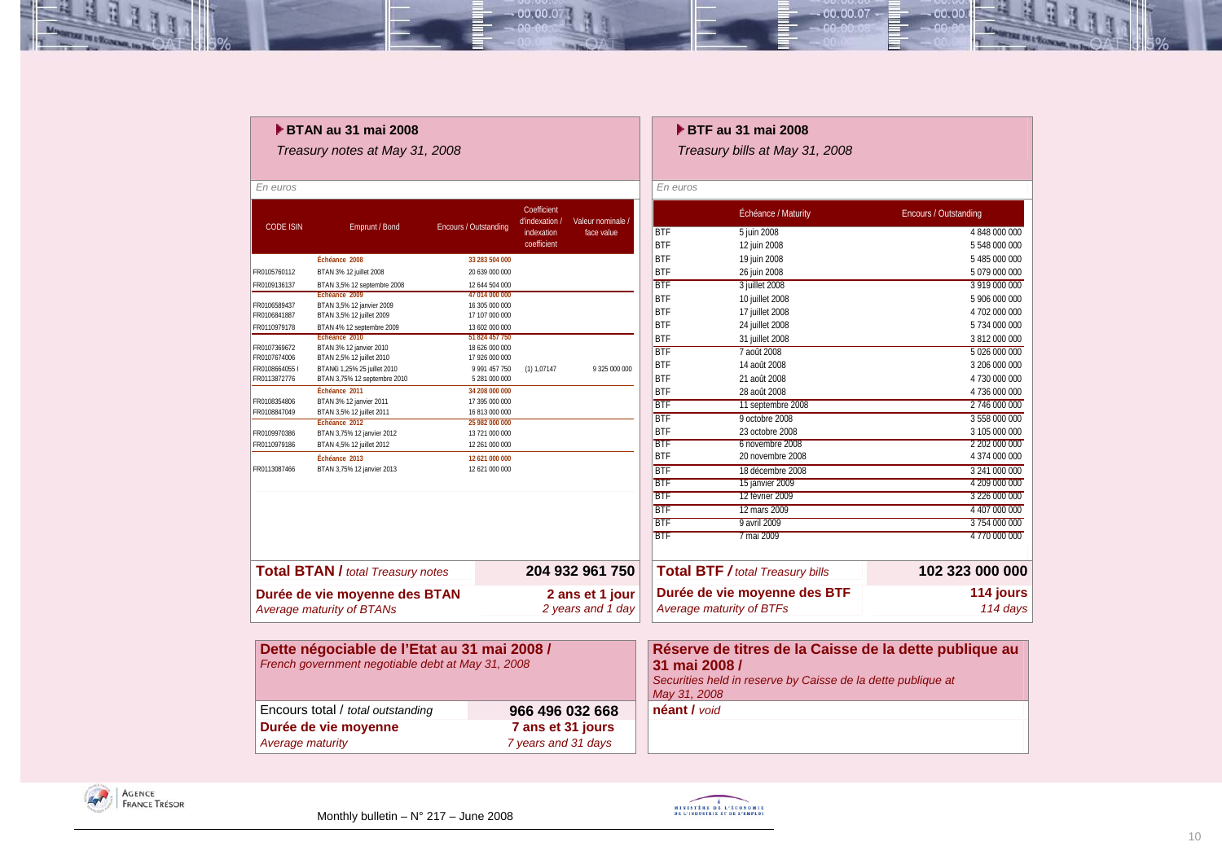## BTAN au 31 mai 2008

*Treasury notes at May 31, 2008*

*En euros*

| CODE ISIN | Emprunt / Bond | Encours / Outstanding | Coefficient d'indexation / indexation coefficient | Valeur nominale / face value |
|---|---|---|---|---|
| | **Échéance 2008** | **33 283 504 000** | | |
| FR0105760112 | BTAN 3% 12 juillet 2008 | 20 639 000 000 | | |
| FR0109136137 | BTAN 3,5% 12 septembre 2008 | 12 644 504 000 | | |
| | **Échéance 2009** | **47 014 000 000** | | |
| FR0106589437 | BTAN 3,5% 12 janvier 2009 | 16 305 000 000 | | |
| FR0106841887 | BTAN 3,5% 12 juillet 2009 | 17 107 000 000 | | |
| FR0110979178 | BTAN 4% 12 septembre 2009 | 13 602 000 000 | | |
| | **Échéance 2010** | **51 824 457 750** | | |
| FR0107369672 | BTAN 3% 12 janvier 2010 | 18 626 000 000 | | |
| FR0107674006 | BTAN 2,5% 12 juillet 2010 | 17 926 000 000 | | |
| FR0108664055 I | BTAN€i 1,25% 25 juillet 2010 | 9 991 457 750 | (1) 1,07147 | 9 325 000 000 |
| FR0113872776 | BTAN 3,75% 12 septembre 2010 | 5 281 000 000 | | |
| | **Échéance 2011** | **34 208 000 000** | | |
| FR0108354806 | BTAN 3% 12 janvier 2011 | 17 395 000 000 | | |
| FR0108847049 | BTAN 3,5% 12 juillet 2011 | 16 813 000 000 | | |
| | **Échéance 2012** | **25 982 000 000** | | |
| FR0109970386 | BTAN 3,75% 12 janvier 2012 | 13 721 000 000 | | |
| FR0110979186 | BTAN 4,5% 12 juillet 2012 | 12 261 000 000 | | |
| | **Échéance 2013** | **12 621 000 000** | | |
| FR0113087466 | BTAN 3,75% 12 janvier 2013 | 12 621 000 000 | | |

**Total BTAN /** *total Treasury notes* **204 932 961 750**

**Durée de vie moyenne des BTAN** **2 ans et 1 jour**
*Average maturity of BTANs* *2 years and 1 day*

## BTF au 31 mai 2008

*Treasury bills at May 31, 2008*

*En euros*

| | Échéance / Maturity | Encours / Outstanding |
|---|---|---|
| BTF | 5 juin 2008 | 4 848 000 000 |
| BTF | 12 juin 2008 | 5 548 000 000 |
| BTF | 19 juin 2008 | 5 485 000 000 |
| BTF | 26 juin 2008 | 5 079 000 000 |
| BTF | 3 juillet 2008 | 3 919 000 000 |
| BTF | 10 juillet 2008 | 5 906 000 000 |
| BTF | 17 juillet 2008 | 4 702 000 000 |
| BTF | 24 juillet 2008 | 5 734 000 000 |
| BTF | 31 juillet 2008 | 3 812 000 000 |
| BTF | 7 août 2008 | 5 026 000 000 |
| BTF | 14 août 2008 | 3 206 000 000 |
| BTF | 21 août 2008 | 4 730 000 000 |
| BTF | 28 août 2008 | 4 736 000 000 |
| BTF | 11 septembre 2008 | 2 746 000 000 |
| BTF | 9 octobre 2008 | 3 558 000 000 |
| BTF | 23 octobre 2008 | 3 105 000 000 |
| BTF | 6 novembre 2008 | 2 202 000 000 |
| BTF | 20 novembre 2008 | 4 374 000 000 |
| BTF | 18 décembre 2008 | 3 241 000 000 |
| BTF | 15 janvier 2009 | 4 209 000 000 |
| BTF | 12 février 2009 | 3 226 000 000 |
| BTF | 12 mars 2009 | 4 407 000 000 |
| BTF | 9 avril 2009 | 3 754 000 000 |
| BTF | 7 mai 2009 | 4 770 000 000 |

**Total BTF /** *total Treasury bills* **102 323 000 000**

**Durée de vie moyenne des BTF** **114 jours**
*Average maturity of BTFs* *114 days*

## Dette négociable de l'Etat au 31 mai 2008 /

*French government negotiable debt at May 31, 2008*

| | |
|---|---|
| Encours total / *total outstanding* | **966 496 032 668** |
| **Durée de vie moyenne** | **7 ans et 31 jours** |
| *Average maturity* | *7 years and 31 days* |

## Réserve de titres de la Caisse de la dette publique au 31 mai 2008 /

*Securities held in reserve by Caisse de la dette publique at May 31, 2008*

**néant /** *void*

Monthly bulletin – N° 217 – June 2008